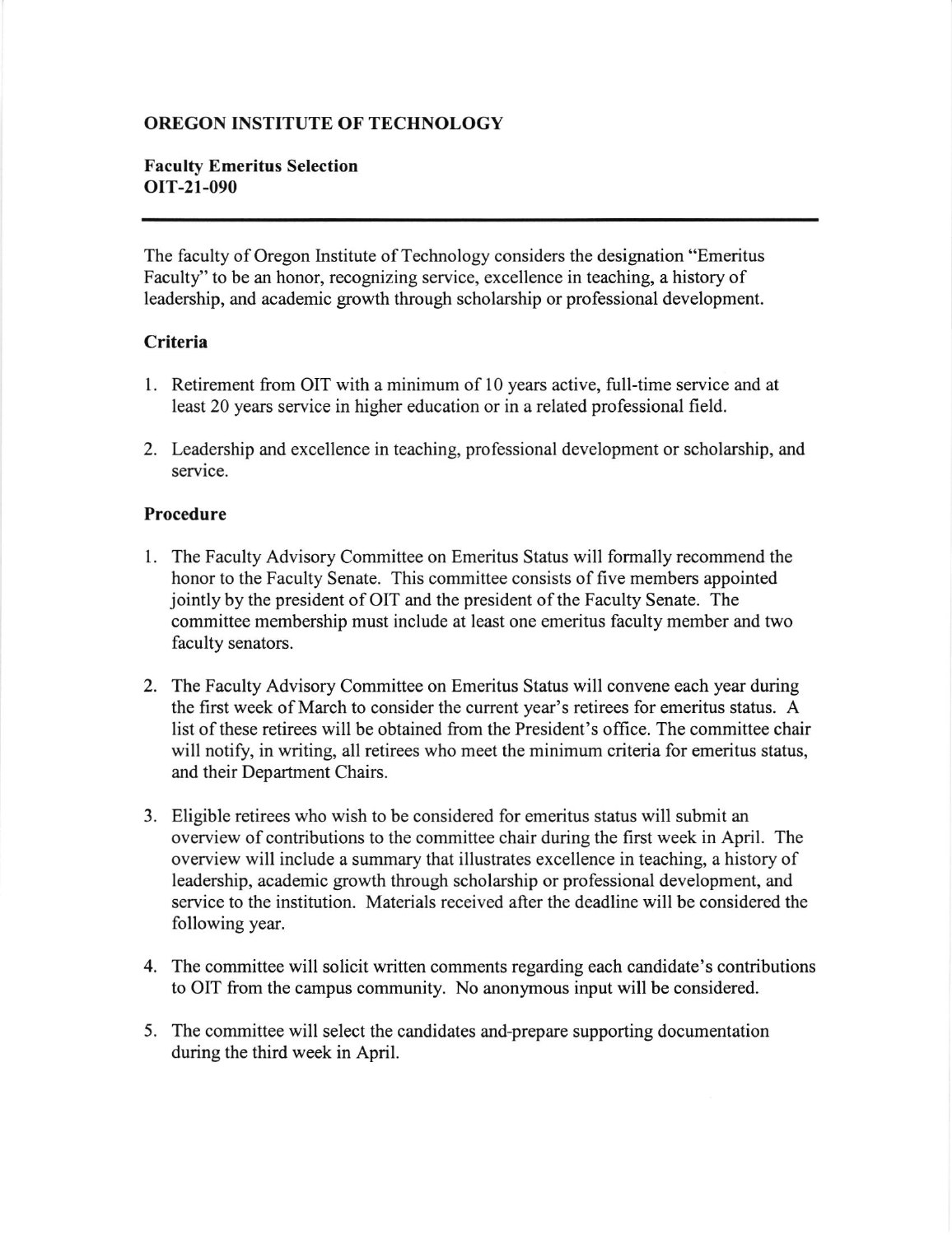**OREGON INSTITUTE OF TECHNOLOGY**

**Faculty Emeritus Selection**
**OIT-21-090**

---

The faculty of Oregon Institute of Technology considers the designation "Emeritus Faculty" to be an honor, recognizing service, excellence in teaching, a history of leadership, and academic growth through scholarship or professional development.

### Criteria

1. Retirement from OIT with a minimum of 10 years active, full-time service and at least 20 years service in higher education or in a related professional field.

2. Leadership and excellence in teaching, professional development or scholarship, and service.

### Procedure

1. The Faculty Advisory Committee on Emeritus Status will formally recommend the honor to the Faculty Senate. This committee consists of five members appointed jointly by the president of OIT and the president of the Faculty Senate. The committee membership must include at least one emeritus faculty member and two faculty senators.

2. The Faculty Advisory Committee on Emeritus Status will convene each year during the first week of March to consider the current year's retirees for emeritus status. A list of these retirees will be obtained from the President's office. The committee chair will notify, in writing, all retirees who meet the minimum criteria for emeritus status, and their Department Chairs.

3. Eligible retirees who wish to be considered for emeritus status will submit an overview of contributions to the committee chair during the first week in April. The overview will include a summary that illustrates excellence in teaching, a history of leadership, academic growth through scholarship or professional development, and service to the institution. Materials received after the deadline will be considered the following year.

4. The committee will solicit written comments regarding each candidate's contributions to OIT from the campus community. No anonymous input will be considered.

5. The committee will select the candidates and-prepare supporting documentation during the third week in April.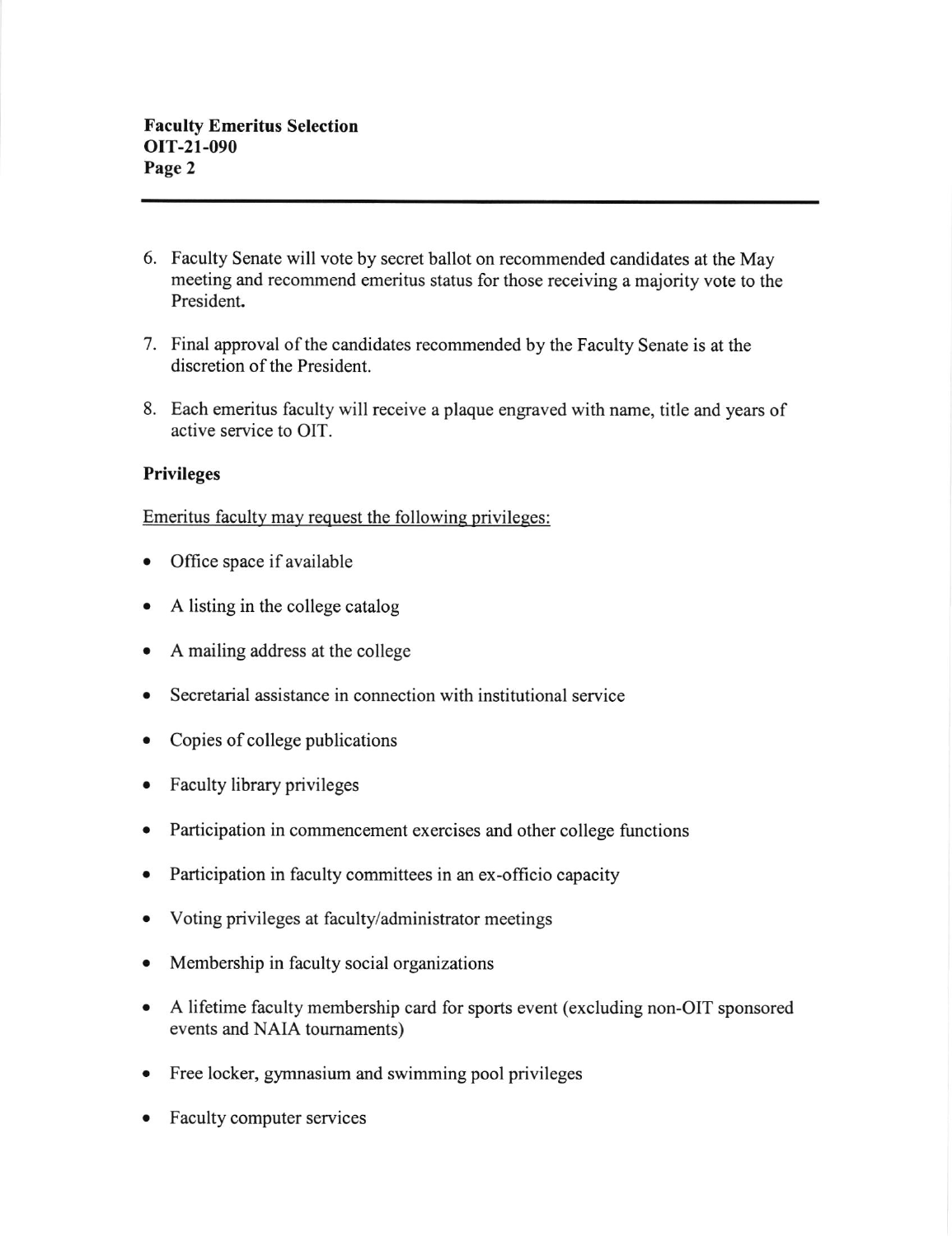6. Faculty Senate will vote by secret ballot on recommended candidates at the May meeting and recommend emeritus status for those receiving a majority vote to the President.

7. Final approval of the candidates recommended by the Faculty Senate is at the discretion of the President.

8. Each emeritus faculty will receive a plaque engraved with name, title and years of active service to OIT.

**Privileges**

Emeritus faculty may request the following privileges:

- Office space if available
- A listing in the college catalog
- A mailing address at the college
- Secretarial assistance in connection with institutional service
- Copies of college publications
- Faculty library privileges
- Participation in commencement exercises and other college functions
- Participation in faculty committees in an ex-officio capacity
- Voting privileges at faculty/administrator meetings
- Membership in faculty social organizations
- A lifetime faculty membership card for sports event (excluding non-OIT sponsored events and NAIA tournaments)
- Free locker, gymnasium and swimming pool privileges
- Faculty computer services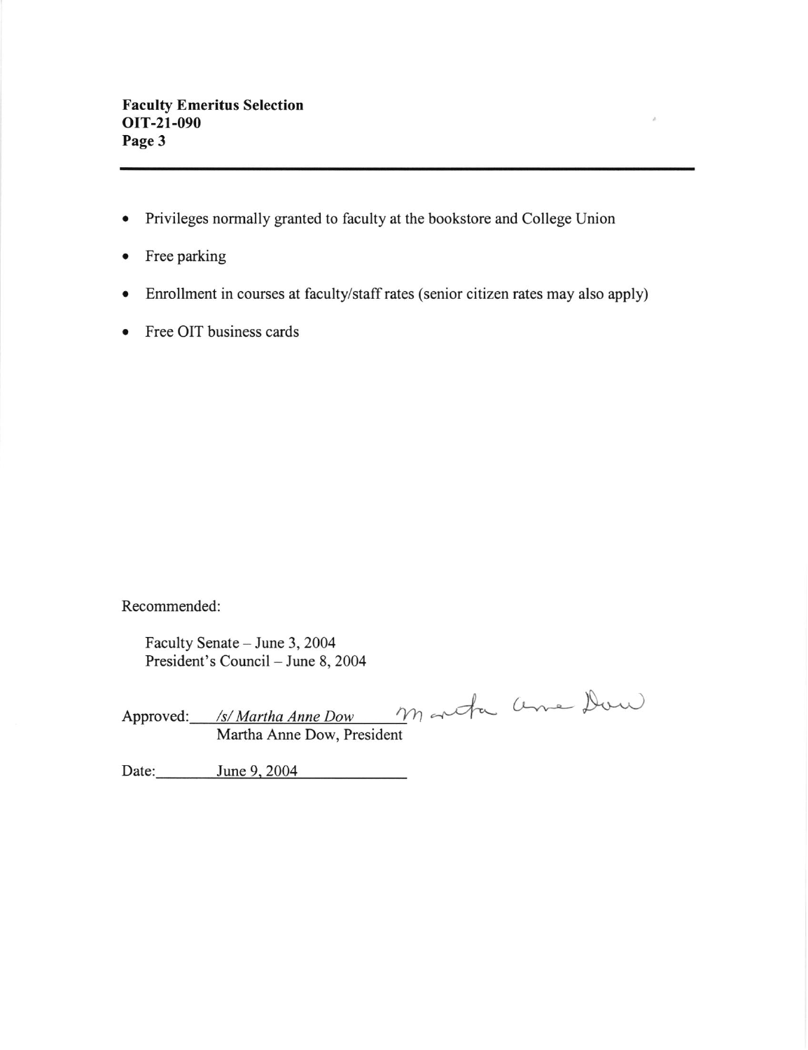- Privileges normally granted to faculty at the bookstore and College Union
- Free parking
- Enrollment in courses at faculty/staff rates (senior citizen rates may also apply)
- Free OIT business cards

Recommended:

Faculty Senate – June 3, 2004
President's Council – June 8, 2004

Approved: */s/ Martha Anne Dow* Martha Anne Dow
Martha Anne Dow, President

Date: June 9, 2004